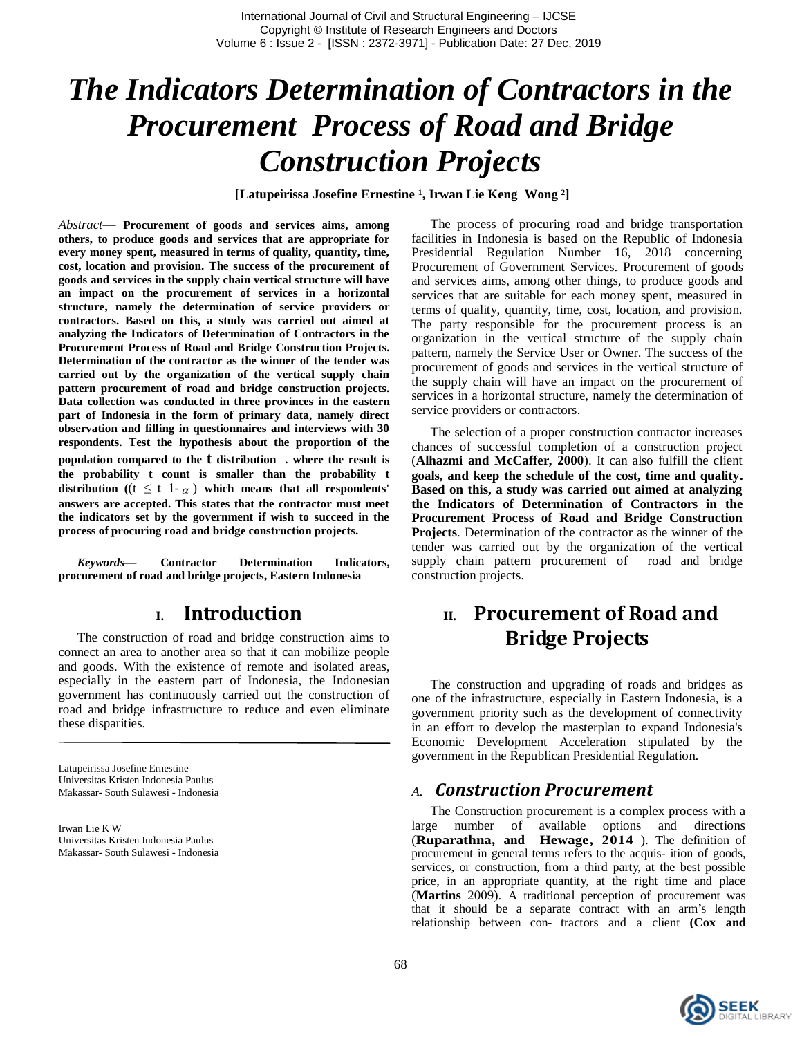# The Indicators Determination of Contractors in the Procurement Process of Road and Bridge Construction Projects

[**Latupeirissa Josefine Ernestine [1], Irwan Lie Keng Wong [2]**]

*Abstract*— **Procurement of goods and services aims, among others, to produce goods and services that are appropriate for every money spent, measured in terms of quality, quantity, time, cost, location and provision. The success of the procurement of goods and services in the supply chain vertical structure will have an impact on the procurement of services in a horizontal structure, namely the determination of service providers or contractors. Based on this, a study was carried out aimed at analyzing the Indicators of Determination of Contractors in the Procurement Process of Road and Bridge Construction Projects. Determination of the contractor as the winner of the tender was carried out by the organization of the vertical supply chain pattern procurement of road and bridge construction projects. Data collection was conducted in three provinces in the eastern part of Indonesia in the form of primary data, namely direct observation and filling in questionnaires and interviews with 30 respondents. Test the hypothesis about the proportion of the population compared to the t distribution . where the result is the probability t count is smaller than the probability t distribution (($t \leq t_{1-\alpha}$) which means that all respondents' answers are accepted. This states that the contractor must meet the indicators set by the government if wish to succeed in the process of procuring road and bridge construction projects.**

***Keywords*— Contractor Determination Indicators, procurement of road and bridge projects, Eastern Indonesia**

## I. Introduction

The construction of road and bridge construction aims to connect an area to another area so that it can mobilize people and goods. With the existence of remote and isolated areas, especially in the eastern part of Indonesia, the Indonesian government has continuously carried out the construction of road and bridge infrastructure to reduce and even eliminate these disparities.

The process of procuring road and bridge transportation facilities in Indonesia is based on the Republic of Indonesia Presidential Regulation Number 16, 2018 concerning Procurement of Government Services. Procurement of goods and services aims, among other things, to produce goods and services that are suitable for each money spent, measured in terms of quality, quantity, time, cost, location, and provision. The party responsible for the procurement process is an organization in the vertical structure of the supply chain pattern, namely the Service User or Owner. The success of the procurement of goods and services in the vertical structure of the supply chain will have an impact on the procurement of services in a horizontal structure, namely the determination of service providers or contractors.

The selection of a proper construction contractor increases chances of successful completion of a construction project (**Alhazmi and McCaffer, 2000**). It can also fulfill the client **goals, and keep the schedule of the cost, time and quality. Based on this, a study was carried out aimed at analyzing the Indicators of Determination of Contractors in the Procurement Process of Road and Bridge Construction Projects**. Determination of the contractor as the winner of the tender was carried out by the organization of the vertical supply chain pattern procurement of road and bridge construction projects.

## II. Procurement of Road and Bridge Projects

The construction and upgrading of roads and bridges as one of the infrastructure, especially in Eastern Indonesia, is a government priority such as the development of connectivity in an effort to develop the masterplan to expand Indonesia's Economic Development Acceleration stipulated by the government in the Republican Presidential Regulation.

### A. *Construction Procurement*

The Construction procurement is a complex process with a large number of available options and directions (**Ruparathna, and Hewage, 2014** ). The definition of procurement in general terms refers to the acquis- ition of goods, services, or construction, from a third party, at the best possible price, in an appropriate quantity, at the right time and place (**Martins** 2009). A traditional perception of procurement was that it should be a separate contract with an arm's length relationship between con- tractors and a client **(Cox and**

---

Latupeirissa Josefine Ernestine
Universitas Kristen Indonesia Paulus
Makassar- South Sulawesi - Indonesia

Irwan Lie K W
Universitas Kristen Indonesia Paulus
Makassar- South Sulawesi - Indonesia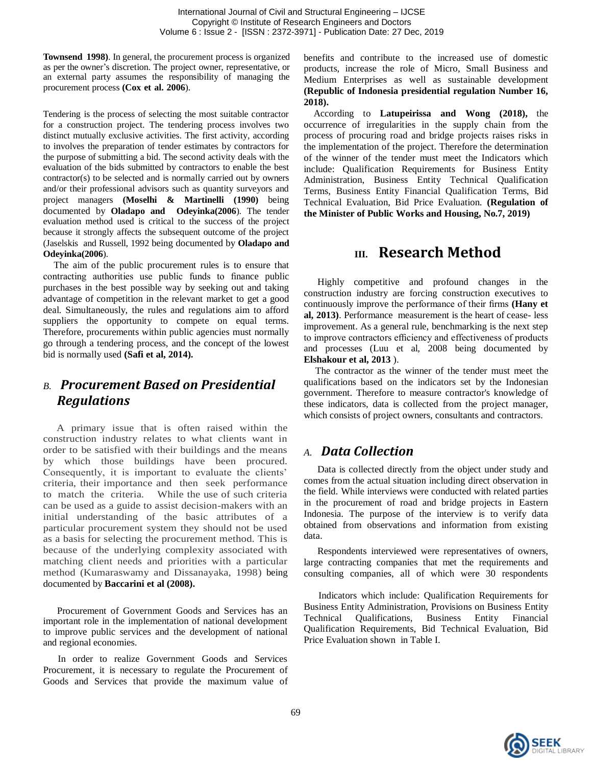**Townsend 1998)**. In general, the procurement process is organized as per the owner's discretion. The project owner, representative, or an external party assumes the responsibility of managing the procurement process **(Cox et al. 2006**).

Tendering is the process of selecting the most suitable contractor for a construction project. The tendering process involves two distinct mutually exclusive activities. The first activity, according to involves the preparation of tender estimates by contractors for the purpose of submitting a bid. The second activity deals with the evaluation of the bids submitted by contractors to enable the best contractor(s) to be selected and is normally carried out by owners and/or their professional advisors such as quantity surveyors and project managers **(Moselhi & Martinelli (1990)** being documented by **Oladapo and Odeyinka(2006**). The tender evaluation method used is critical to the success of the project because it strongly affects the subsequent outcome of the project (Jaselskis and Russell, 1992 being documented by **Oladapo and Odeyinka(2006**).

The aim of the public procurement rules is to ensure that contracting authorities use public funds to finance public purchases in the best possible way by seeking out and taking advantage of competition in the relevant market to get a good deal. Simultaneously, the rules and regulations aim to afford suppliers the opportunity to compete on equal terms. Therefore, procurements within public agencies must normally go through a tendering process, and the concept of the lowest bid is normally used **(Safi et al, 2014).**

## *B. Procurement Based on Presidential Regulations*

A primary issue that is often raised within the construction industry relates to what clients want in order to be satisfied with their buildings and the means by which those buildings have been procured. Consequently, it is important to evaluate the clients' criteria, their importance and then seek performance to match the criteria. While the use of such criteria can be used as a guide to assist decision-makers with an initial understanding of the basic attributes of a particular procurement system they should not be used as a basis for selecting the procurement method. This is because of the underlying complexity associated with matching client needs and priorities with a particular method (Kumaraswamy and Dissanayaka, 1998) being documented by **Baccarini et al (2008).**

Procurement of Government Goods and Services has an important role in the implementation of national development to improve public services and the development of national and regional economies.

In order to realize Government Goods and Services Procurement, it is necessary to regulate the Procurement of Goods and Services that provide the maximum value of benefits and contribute to the increased use of domestic products, increase the role of Micro, Small Business and Medium Enterprises as well as sustainable development **(Republic of Indonesia presidential regulation Number 16, 2018).**

According to **Latupeirissa and Wong (2018),** the occurrence of irregularities in the supply chain from the process of procuring road and bridge projects raises risks in the implementation of the project. Therefore the determination of the winner of the tender must meet the Indicators which include: Qualification Requirements for Business Entity Administration, Business Entity Technical Qualification Terms, Business Entity Financial Qualification Terms, Bid Technical Evaluation, Bid Price Evaluation. **(Regulation of the Minister of Public Works and Housing, No.7, 2019)**

# III. Research Method

Highly competitive and profound changes in the construction industry are forcing construction executives to continuously improve the performance of their firms **(Hany et al, 2013)**. Performance measurement is the heart of cease- less improvement. As a general rule, benchmarking is the next step to improve contractors efficiency and effectiveness of products and processes (Luu et al, 2008 being documented by **Elshakour et al, 2013** ).

The contractor as the winner of the tender must meet the qualifications based on the indicators set by the Indonesian government. Therefore to measure contractor's knowledge of these indicators, data is collected from the project manager, which consists of project owners, consultants and contractors.

## *A. Data Collection*

Data is collected directly from the object under study and comes from the actual situation including direct observation in the field. While interviews were conducted with related parties in the procurement of road and bridge projects in Eastern Indonesia. The purpose of the interview is to verify data obtained from observations and information from existing data.

Respondents interviewed were representatives of owners, large contracting companies that met the requirements and consulting companies, all of which were 30 respondents

Indicators which include: Qualification Requirements for Business Entity Administration, Provisions on Business Entity Technical Qualifications, Business Entity Financial Qualification Requirements, Bid Technical Evaluation, Bid Price Evaluation shown in Table I.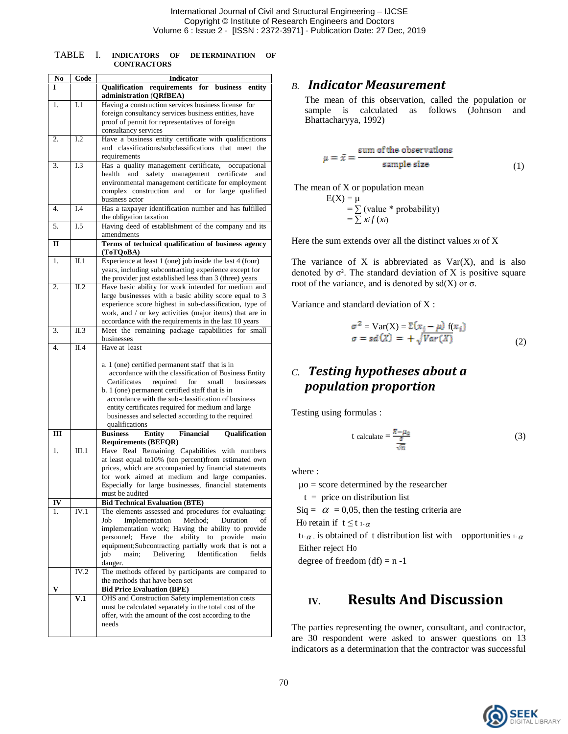TABLE I. **INDICATORS OF DETERMINATION OF CONTRACTORS**

| No | Code | Indicator |
|---|---|---|
| **I** | | **Qualification requirements for business entity administration (QRfBEA)** |
| 1. | I.1 | Having a construction services business license for foreign consultancy services business entities, have proof of permit for representatives of foreign consultancy services |
| 2. | I.2 | Have a business entity certificate with qualifications and classifications/subclassifications that meet the requirements |
| 3. | I.3 | Has a quality management certificate, occupational health and safety management certificate and environmental management certificate for employment complex construction and or for large qualified business actor |
| 4. | I.4 | Has a taxpayer identification number and has fulfilled the obligation taxation |
| 5. | I.5 | Having deed of establishment of the company and its amendments |
| **II** | | **Terms of technical qualification of business agency (ToTQoBA)** |
| 1. | II.1 | Experience at least 1 (one) job inside the last 4 (four) years, including subcontracting experience except for the provider just established less than 3 (three) years |
| 2. | II.2 | Have basic ability for work intended for medium and large businesses with a basic ability score equal to 3 experience score highest in sub-classification, type of work, and / or key activities (major items) that are in accordance with the requirements in the last 10 years |
| 3. | II.3 | Meet the remaining package capabilities for small businesses |
| 4. | II.4 | Have at least<br><br>a. 1 (one) certified permanent staff that is in accordance with the classification of Business Entity Certificates required for small businesses<br>b. 1 (one) permanent certified staff that is in accordance with the sub-classification of business entity certificates required for medium and large businesses and selected according to the required qualifications |
| **III** | | **Business Entity Financial Qualification Requirements (BEFQR)** |
| 1. | III.1 | Have Real Remaining Capabilities with numbers at least equal to10% (ten percent)from estimated own prices, which are accompanied by financial statements for work aimed at medium and large companies. Especially for large businesses, financial statements must be audited |
| **IV** | | **Bid Technical Evaluation (BTE)** |
| 1. | IV.1 | The elements assessed and procedures for evaluating: Job Implementation Method; Duration of implementation work; Having the ability to provide personnel; Have the ability to provide main equipment;Subcontracting partially work that is not a job main; Delivering Identification fields danger. |
| | IV.2 | The methods offered by participants are compared to the methods that have been set |
| **V** | | **Bid Price Evaluation (BPE)** |
| | **V.1** | OHS and Construction Safety implementation costs must be calculated separately in the total cost of the offer, with the amount of the cost according to the needs |

## B. *Indicator Measurement*

The mean of this observation, called the population or sample is calculated as follows (Johnson and Bhattacharyya, 1992)

$$\mu = \bar{x} = \frac{\text{sum of the observations}}{\text{sample size}} \qquad (1)$$

The mean of X or population mean

$$E(X) = \mu$$
$$= \sum (\text{value} * \text{probability})$$
$$= \sum x_i f(x_i)$$

Here the sum extends over all the distinct values $x_i$ of X

The variance of X is abbreviated as Var(X), and is also denoted by $\sigma^2$. The standard deviation of X is positive square root of the variance, and is denoted by sd(X) or $\sigma$.

Variance and standard deviation of X :

$$\sigma^2 = \text{Var}(X) = \Sigma(x_i - \mu)\, f(x_i)$$
$$\sigma = sd(X) = +\sqrt{Var(X)} \qquad (2)$$

## C. *Testing hypotheses about a population proportion*

Testing using formulas :

$$t_{\text{calculate}} = \frac{\bar{x} - \mu_0}{\frac{s}{\sqrt{n}}} \qquad (3)$$

where :

$\mu_0$ = score determined by the researcher

t = price on distribution list

Siq = $\alpha$ = 0,05, then the testing criteria are

$H_0$ retain if $t \leq t_{1-\alpha}$

$t_{1-\alpha}$, is obtained of t distribution list with opportunities $_{1-\alpha}$

Either reject $H_0$

degree of freedom (df) = n -1

# IV. Results And Discussion

The parties representing the owner, consultant, and contractor, are 30 respondent were asked to answer questions on 13 indicators as a determination that the contractor was successful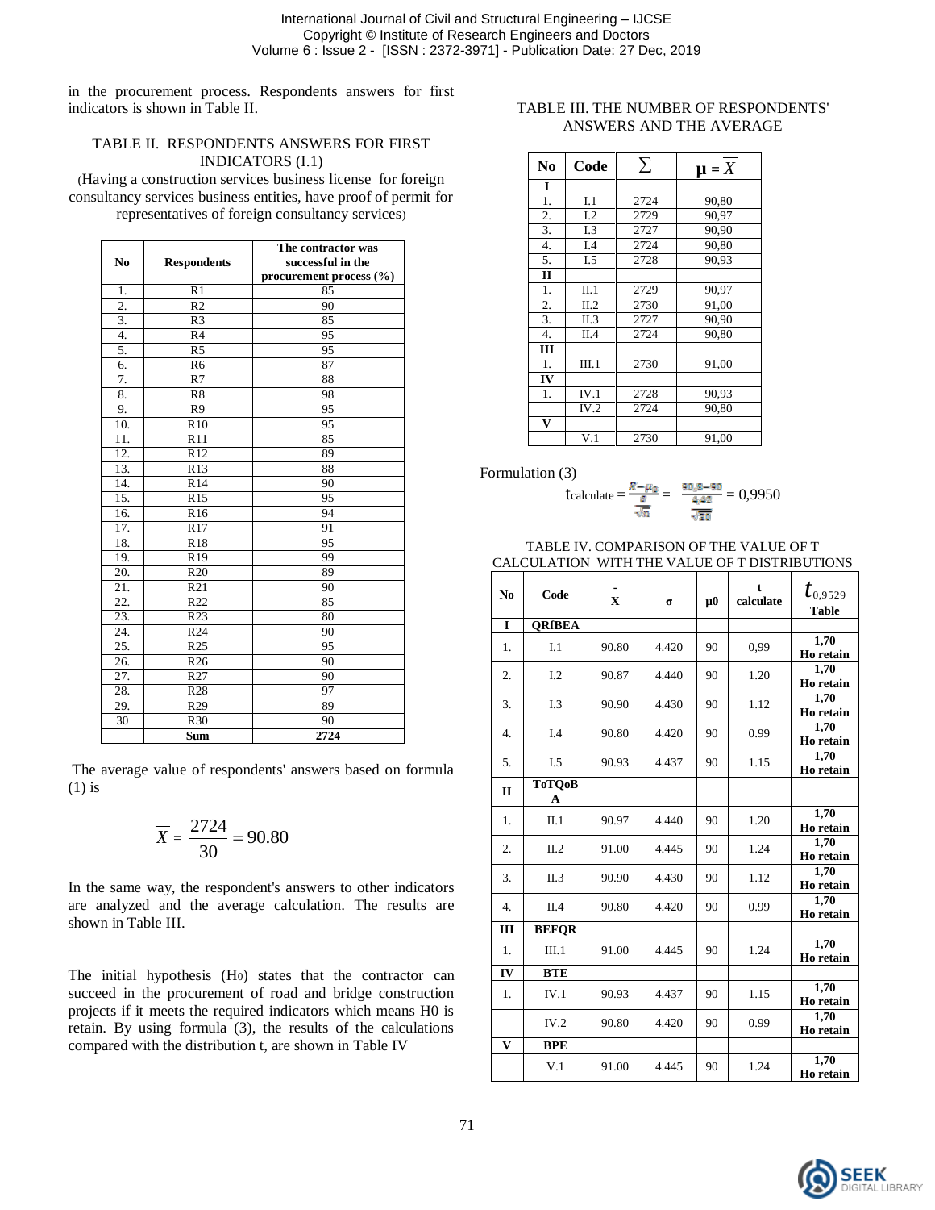in the procurement process. Respondents answers for first indicators is shown in Table II.

TABLE II. RESPONDENTS ANSWERS FOR FIRST INDICATORS (I.1)

(Having a construction services business license for foreign consultancy services business entities, have proof of permit for representatives of foreign consultancy services)

| No | Respondents | The contractor was successful in the procurement process (%) |
|---|---|---|
| 1. | R1 | 85 |
| 2. | R2 | 90 |
| 3. | R3 | 85 |
| 4. | R4 | 95 |
| 5. | R5 | 95 |
| 6. | R6 | 87 |
| 7. | R7 | 88 |
| 8. | R8 | 98 |
| 9. | R9 | 95 |
| 10. | R10 | 95 |
| 11. | R11 | 85 |
| 12. | R12 | 89 |
| 13. | R13 | 88 |
| 14. | R14 | 90 |
| 15. | R15 | 95 |
| 16. | R16 | 94 |
| 17. | R17 | 91 |
| 18. | R18 | 95 |
| 19. | R19 | 99 |
| 20. | R20 | 89 |
| 21. | R21 | 90 |
| 22. | R22 | 85 |
| 23. | R23 | 80 |
| 24. | R24 | 90 |
| 25. | R25 | 95 |
| 26. | R26 | 90 |
| 27. | R27 | 90 |
| 28. | R28 | 97 |
| 29. | R29 | 89 |
| 30 | R30 | 90 |
| | **Sum** | **2724** |

The average value of respondents' answers based on formula (1) is

$$\overline{X} = \frac{2724}{30} = 90.80$$

In the same way, the respondent's answers to other indicators are analyzed and the average calculation. The results are shown in Table III.

The initial hypothesis ($H_0$) states that the contractor can succeed in the procurement of road and bridge construction projects if it meets the required indicators which means H0 is retain. By using formula (3), the results of the calculations compared with the distribution t, are shown in Table IV

TABLE III. THE NUMBER OF RESPONDENTS' ANSWERS AND THE AVERAGE

| No | Code | $\sum$ | $\mu = \overline{X}$ |
|---|---|---|---|
| I | | | |
| 1. | I.1 | 2724 | 90,80 |
| 2. | I.2 | 2729 | 90,97 |
| 3. | I.3 | 2727 | 90,90 |
| 4. | I.4 | 2724 | 90,80 |
| 5. | I.5 | 2728 | 90,93 |
| II | | | |
| 1. | II.1 | 2729 | 90,97 |
| 2. | II.2 | 2730 | 91,00 |
| 3. | II.3 | 2727 | 90,90 |
| 4. | II.4 | 2724 | 90,80 |
| III | | | |
| 1. | III.1 | 2730 | 91,00 |
| IV | | | |
| 1. | IV.1 | 2728 | 90,93 |
| | IV.2 | 2724 | 90,80 |
| V | | | |
| | V.1 | 2730 | 91,00 |

Formulation (3)

$$t_{calculate} = \frac{\overline{X}-\mu_0}{\frac{\sigma}{\sqrt{n}}} = \frac{90,8-90}{\frac{4,42}{\sqrt{30}}} = 0,9950$$

TABLE IV. COMPARISON OF THE VALUE OF T CALCULATION WITH THE VALUE OF T DISTRIBUTIONS

| No | Code | $\overline{X}$ | σ | μ0 | t calculate | $t_{0,9529}$ Table |
|---|---|---|---|---|---|---|
| I | QRfBEA | | | | | |
| 1. | I.1 | 90.80 | 4.420 | 90 | 0,99 | **1,70 Ho retain** |
| 2. | I.2 | 90.87 | 4.440 | 90 | 1.20 | **1,70 Ho retain** |
| 3. | I.3 | 90.90 | 4.430 | 90 | 1.12 | **1,70 Ho retain** |
| 4. | I.4 | 90.80 | 4.420 | 90 | 0.99 | **1,70 Ho retain** |
| 5. | I.5 | 90.93 | 4.437 | 90 | 1.15 | **1,70 Ho retain** |
| II | ToTQoBA | | | | | |
| 1. | II.1 | 90.97 | 4.440 | 90 | 1.20 | **1,70 Ho retain** |
| 2. | II.2 | 91.00 | 4.445 | 90 | 1.24 | **1,70 Ho retain** |
| 3. | II.3 | 90.90 | 4.430 | 90 | 1.12 | **1,70 Ho retain** |
| 4. | II.4 | 90.80 | 4.420 | 90 | 0.99 | **1,70 Ho retain** |
| III | BEFQR | | | | | |
| 1. | III.1 | 91.00 | 4.445 | 90 | 1.24 | **1,70 Ho retain** |
| IV | BTE | | | | | |
| 1. | IV.1 | 90.93 | 4.437 | 90 | 1.15 | **1,70 Ho retain** |
| | IV.2 | 90.80 | 4.420 | 90 | 0.99 | **1,70 Ho retain** |
| V | BPE | | | | | |
| | V.1 | 91.00 | 4.445 | 90 | 1.24 | **1,70 Ho retain** |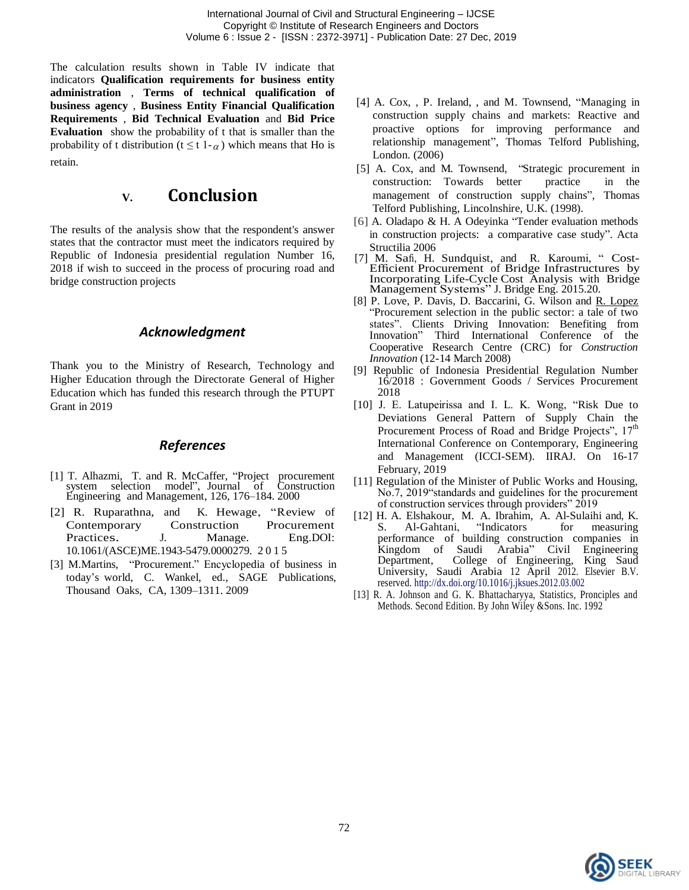The calculation results shown in Table IV indicate that indicators **Qualification requirements for business entity administration** , **Terms of technical qualification of business agency** , **Business Entity Financial Qualification Requirements** , **Bid Technical Evaluation** and **Bid Price Evaluation** show the probability of t that is smaller than the probability of t distribution ($t \leq t\ 1\text{-}\alpha$) which means that Ho is retain.

## V. Conclusion

The results of the analysis show that the respondent's answer states that the contractor must meet the indicators required by Republic of Indonesia presidential regulation Number 16, 2018 if wish to succeed in the process of procuring road and bridge construction projects

## *Acknowledgment*

Thank you to the Ministry of Research, Technology and Higher Education through the Directorate General of Higher Education which has funded this research through the PTUPT Grant in 2019

## *References*

[1] T. Alhazmi, T. and R. McCaffer, "Project procurement system selection model", Journal of Construction Engineering and Management, 126, 176–184. 2000

[2] R. Ruparathna, and K. Hewage, "Review of Contemporary Construction Procurement Practices. J. Manage. Eng.DOI: 10.1061/(ASCE)ME.1943-5479.0000279. 2 0 1 5

[3] M.Martins, "Procurement." Encyclopedia of business in today's world, C. Wankel, ed., SAGE Publications, Thousand Oaks, CA, 1309–1311. 2009

[4] A. Cox, , P. Ireland, , and M. Townsend, "Managing in construction supply chains and markets: Reactive and proactive options for improving performance and relationship management", Thomas Telford Publishing, London. (2006)

[5] A. Cox, and M. Townsend, "Strategic procurement in construction: Towards better practice in the management of construction supply chains", Thomas Telford Publishing, Lincolnshire, U.K. (1998).

[6] A. Oladapo & H. A Odeyinka "Tender evaluation methods in construction projects: a comparative case study". Acta Structilia 2006

[7] M. Safi, H. Sundquist, and R. Karoumi, " Cost-Efficient Procurement of Bridge Infrastructures by Incorporating Life-Cycle Cost Analysis with Bridge Management Systems" J. Bridge Eng. 2015.20.

[8] P. Love, P. Davis, D. Baccarini, G. Wilson and R. Lopez "Procurement selection in the public sector: a tale of two states". Clients Driving Innovation: Benefiting from Innovation" Third International Conference of the Cooperative Research Centre (CRC) for *Construction Innovation* (12-14 March 2008)

[9] Republic of Indonesia Presidential Regulation Number 16/2018 : Government Goods / Services Procurement 2018

[10] J. E. Latupeirissa and I. L. K. Wong, "Risk Due to Deviations General Pattern of Supply Chain the Procurement Process of Road and Bridge Projects", 17th International Conference on Contemporary, Engineering and Management (ICCI-SEM). IIRAJ. On 16-17 February, 2019

[11] Regulation of the Minister of Public Works and Housing, No.7, 2019"standards and guidelines for the procurement of construction services through providers" 2019

[12] H. A. Elshakour, M. A. Ibrahim, A. Al-Sulaihi and, K. S. Al-Gahtani, "Indicators for measuring performance of building construction companies in Kingdom of Saudi Arabia" Civil Engineering Department, College of Engineering, King Saud University, Saudi Arabia 12 April 2012. Elsevier B.V. reserved. http://dx.doi.org/10.1016/j.jksues.2012.03.002

[13] R. A. Johnson and G. K. Bhattacharyya, Statistics, Pronciples and Methods. Second Edition. By John Wiley &Sons. Inc. 1992